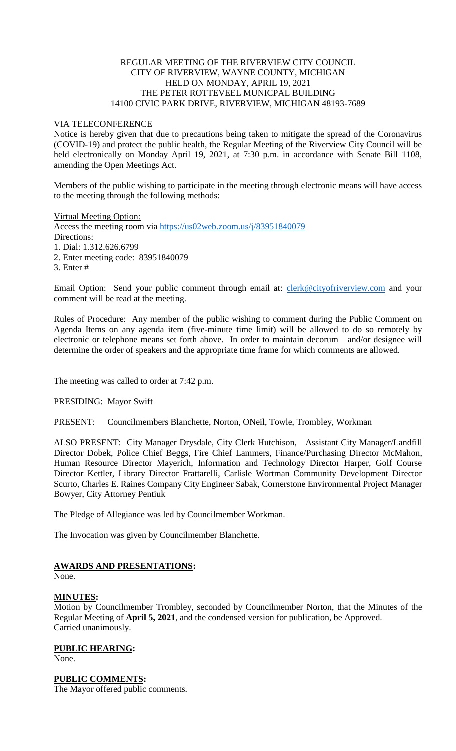REGULAR MEETING OF THE RIVERVIEW CITY COUNCIL
CITY OF RIVERVIEW, WAYNE COUNTY, MICHIGAN
HELD ON MONDAY, APRIL 19, 2021
THE PETER ROTTEVEEL MUNICPAL BUILDING
14100 CIVIC PARK DRIVE, RIVERVIEW, MICHIGAN 48193-7689

VIA TELECONFERENCE

Notice is hereby given that due to precautions being taken to mitigate the spread of the Coronavirus (COVID-19) and protect the public health, the Regular Meeting of the Riverview City Council will be held electronically on Monday April 19, 2021, at 7:30 p.m. in accordance with Senate Bill 1108, amending the Open Meetings Act.

Members of the public wishing to participate in the meeting through electronic means will have access to the meeting through the following methods:

Virtual Meeting Option:
Access the meeting room via https://us02web.zoom.us/j/83951840079
Directions:
1. Dial: 1.312.626.6799
2. Enter meeting code: 83951840079
3. Enter #

Email Option: Send your public comment through email at: clerk@cityofriverview.com and your comment will be read at the meeting.

Rules of Procedure: Any member of the public wishing to comment during the Public Comment on Agenda Items on any agenda item (five-minute time limit) will be allowed to do so remotely by electronic or telephone means set forth above. In order to maintain decorum and/or designee will determine the order of speakers and the appropriate time frame for which comments are allowed.

The meeting was called to order at 7:42 p.m.

PRESIDING: Mayor Swift

PRESENT: Councilmembers Blanchette, Norton, ONeil, Towle, Trombley, Workman

ALSO PRESENT: City Manager Drysdale, City Clerk Hutchison, Assistant City Manager/Landfill Director Dobek, Police Chief Beggs, Fire Chief Lammers, Finance/Purchasing Director McMahon, Human Resource Director Mayerich, Information and Technology Director Harper, Golf Course Director Kettler, Library Director Frattarelli, Carlisle Wortman Community Development Director Scurto, Charles E. Raines Company City Engineer Sabak, Cornerstone Environmental Project Manager Bowyer, City Attorney Pentiuk

The Pledge of Allegiance was led by Councilmember Workman.

The Invocation was given by Councilmember Blanchette.

**AWARDS AND PRESENTATIONS:**
None.

**MINUTES:**
Motion by Councilmember Trombley, seconded by Councilmember Norton, that the Minutes of the Regular Meeting of **April 5, 2021**, and the condensed version for publication, be Approved.
Carried unanimously.

**PUBLIC HEARING:**
None.

**PUBLIC COMMENTS:**
The Mayor offered public comments.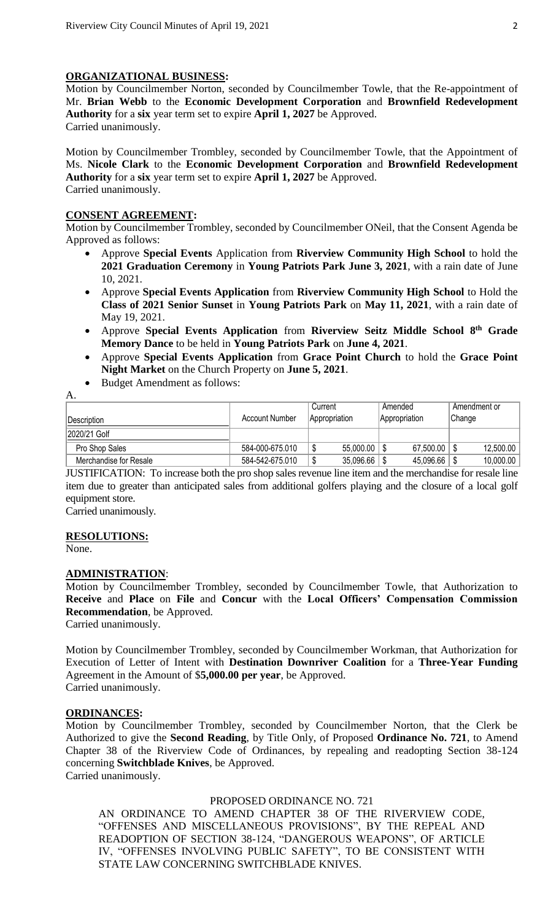**ORGANIZATIONAL BUSINESS:**

Motion by Councilmember Norton, seconded by Councilmember Towle, that the Re-appointment of Mr. **Brian Webb** to the **Economic Development Corporation** and **Brownfield Redevelopment Authority** for a **six** year term set to expire **April 1, 2027** be Approved.
Carried unanimously.

Motion by Councilmember Trombley, seconded by Councilmember Towle, that the Appointment of Ms. **Nicole Clark** to the **Economic Development Corporation** and **Brownfield Redevelopment Authority** for a **six** year term set to expire **April 1, 2027** be Approved.
Carried unanimously.

**CONSENT AGREEMENT:**

Motion by Councilmember Trombley, seconded by Councilmember ONeil, that the Consent Agenda be Approved as follows:

- Approve **Special Events** Application from **Riverview Community High School** to hold the **2021 Graduation Ceremony** in **Young Patriots Park June 3, 2021**, with a rain date of June 10, 2021.
- Approve **Special Events Application** from **Riverview Community High School** to Hold the **Class of 2021 Senior Sunset** in **Young Patriots Park** on **May 11, 2021**, with a rain date of May 19, 2021.
- Approve **Special Events Application** from **Riverview Seitz Middle School 8th Grade Memory Dance** to be held in **Young Patriots Park** on **June 4, 2021**.
- Approve **Special Events Application** from **Grace Point Church** to hold the **Grace Point Night Market** on the Church Property on **June 5, 2021**.
- Budget Amendment as follows:

A.

| Description | Account Number | Current Appropriation | Amended Appropriation | Amendment or Change |
|---|---|---|---|---|
| 2020/21 Golf | | | | |
| Pro Shop Sales | 584-000-675.010 | $ 55,000.00 | $ 67,500.00 | $ 12,500.00 |
| Merchandise for Resale | 584-542-675.010 | $ 35,096.66 | $ 45,096.66 | $ 10,000.00 |

JUSTIFICATION: To increase both the pro shop sales revenue line item and the merchandise for resale line item due to greater than anticipated sales from additional golfers playing and the closure of a local golf equipment store.
Carried unanimously.

**RESOLUTIONS:**

None.

**ADMINISTRATION**:

Motion by Councilmember Trombley, seconded by Councilmember Towle, that Authorization to **Receive** and **Place** on **File** and **Concur** with the **Local Officers' Compensation Commission Recommendation**, be Approved.
Carried unanimously.

Motion by Councilmember Trombley, seconded by Councilmember Workman, that Authorization for Execution of Letter of Intent with **Destination Downriver Coalition** for a **Three-Year Funding** Agreement in the Amount of $**5,000.00 per year**, be Approved.
Carried unanimously.

**ORDINANCES:**

Motion by Councilmember Trombley, seconded by Councilmember Norton, that the Clerk be Authorized to give the **Second Reading**, by Title Only, of Proposed **Ordinance No. 721**, to Amend Chapter 38 of the Riverview Code of Ordinances, by repealing and readopting Section 38-124 concerning **Switchblade Knives**, be Approved.
Carried unanimously.

PROPOSED ORDINANCE NO. 721

AN ORDINANCE TO AMEND CHAPTER 38 OF THE RIVERVIEW CODE, "OFFENSES AND MISCELLANEOUS PROVISIONS", BY THE REPEAL AND READOPTION OF SECTION 38-124, "DANGEROUS WEAPONS", OF ARTICLE IV, "OFFENSES INVOLVING PUBLIC SAFETY", TO BE CONSISTENT WITH STATE LAW CONCERNING SWITCHBLADE KNIVES.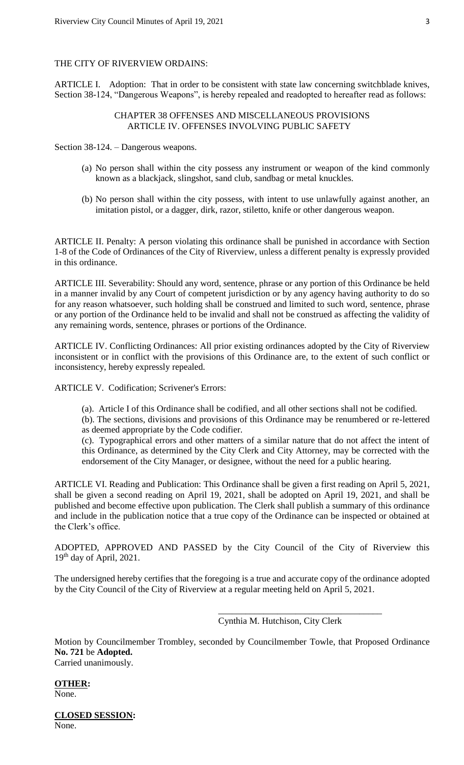THE CITY OF RIVERVIEW ORDAINS:

ARTICLE I. Adoption: That in order to be consistent with state law concerning switchblade knives, Section 38-124, "Dangerous Weapons", is hereby repealed and readopted to hereafter read as follows:

CHAPTER 38 OFFENSES AND MISCELLANEOUS PROVISIONS
ARTICLE IV. OFFENSES INVOLVING PUBLIC SAFETY

Section 38-124. – Dangerous weapons.

(a) No person shall within the city possess any instrument or weapon of the kind commonly known as a blackjack, slingshot, sand club, sandbag or metal knuckles.

(b) No person shall within the city possess, with intent to use unlawfully against another, an imitation pistol, or a dagger, dirk, razor, stiletto, knife or other dangerous weapon.

ARTICLE II. Penalty: A person violating this ordinance shall be punished in accordance with Section 1-8 of the Code of Ordinances of the City of Riverview, unless a different penalty is expressly provided in this ordinance.

ARTICLE III. Severability: Should any word, sentence, phrase or any portion of this Ordinance be held in a manner invalid by any Court of competent jurisdiction or by any agency having authority to do so for any reason whatsoever, such holding shall be construed and limited to such word, sentence, phrase or any portion of the Ordinance held to be invalid and shall not be construed as affecting the validity of any remaining words, sentence, phrases or portions of the Ordinance.

ARTICLE IV. Conflicting Ordinances: All prior existing ordinances adopted by the City of Riverview inconsistent or in conflict with the provisions of this Ordinance are, to the extent of such conflict or inconsistency, hereby expressly repealed.

ARTICLE V. Codification; Scrivener's Errors:

(a). Article I of this Ordinance shall be codified, and all other sections shall not be codified.

(b). The sections, divisions and provisions of this Ordinance may be renumbered or re-lettered as deemed appropriate by the Code codifier.

(c). Typographical errors and other matters of a similar nature that do not affect the intent of this Ordinance, as determined by the City Clerk and City Attorney, may be corrected with the endorsement of the City Manager, or designee, without the need for a public hearing.

ARTICLE VI. Reading and Publication: This Ordinance shall be given a first reading on April 5, 2021, shall be given a second reading on April 19, 2021, shall be adopted on April 19, 2021, and shall be published and become effective upon publication. The Clerk shall publish a summary of this ordinance and include in the publication notice that a true copy of the Ordinance can be inspected or obtained at the Clerk's office.

ADOPTED, APPROVED AND PASSED by the City Council of the City of Riverview this 19th day of April, 2021.

The undersigned hereby certifies that the foregoing is a true and accurate copy of the ordinance adopted by the City Council of the City of Riverview at a regular meeting held on April 5, 2021.

\_\_\_\_\_\_\_\_\_\_\_\_\_\_\_\_\_\_\_\_\_\_\_\_\_\_\_\_\_\_\_\_\_\_\_\_
Cynthia M. Hutchison, City Clerk

Motion by Councilmember Trombley, seconded by Councilmember Towle, that Proposed Ordinance **No. 721** be **Adopted.**
Carried unanimously.

**OTHER:**
None.

**CLOSED SESSION:**
None.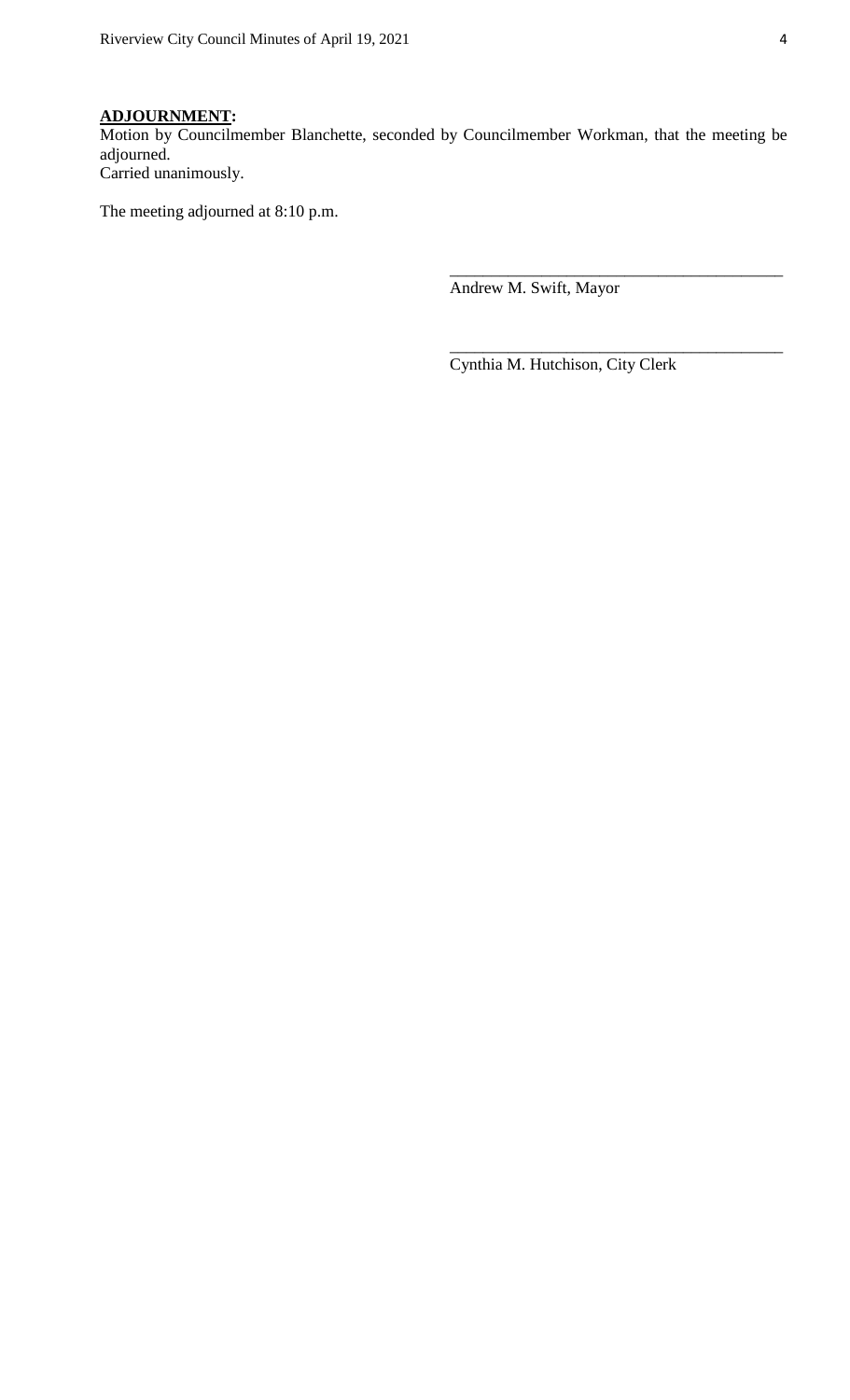**ADJOURNMENT:**

Motion by Councilmember Blanchette, seconded by Councilmember Workman, that the meeting be adjourned.
Carried unanimously.

The meeting adjourned at 8:10 p.m.

\_\_\_\_\_\_\_\_\_\_\_\_\_\_\_\_\_\_\_\_\_\_\_\_\_\_\_\_\_\_\_\_\_\_\_\_\_\_\_\_
Andrew M. Swift, Mayor

\_\_\_\_\_\_\_\_\_\_\_\_\_\_\_\_\_\_\_\_\_\_\_\_\_\_\_\_\_\_\_\_\_\_\_\_\_\_\_\_
Cynthia M. Hutchison, City Clerk